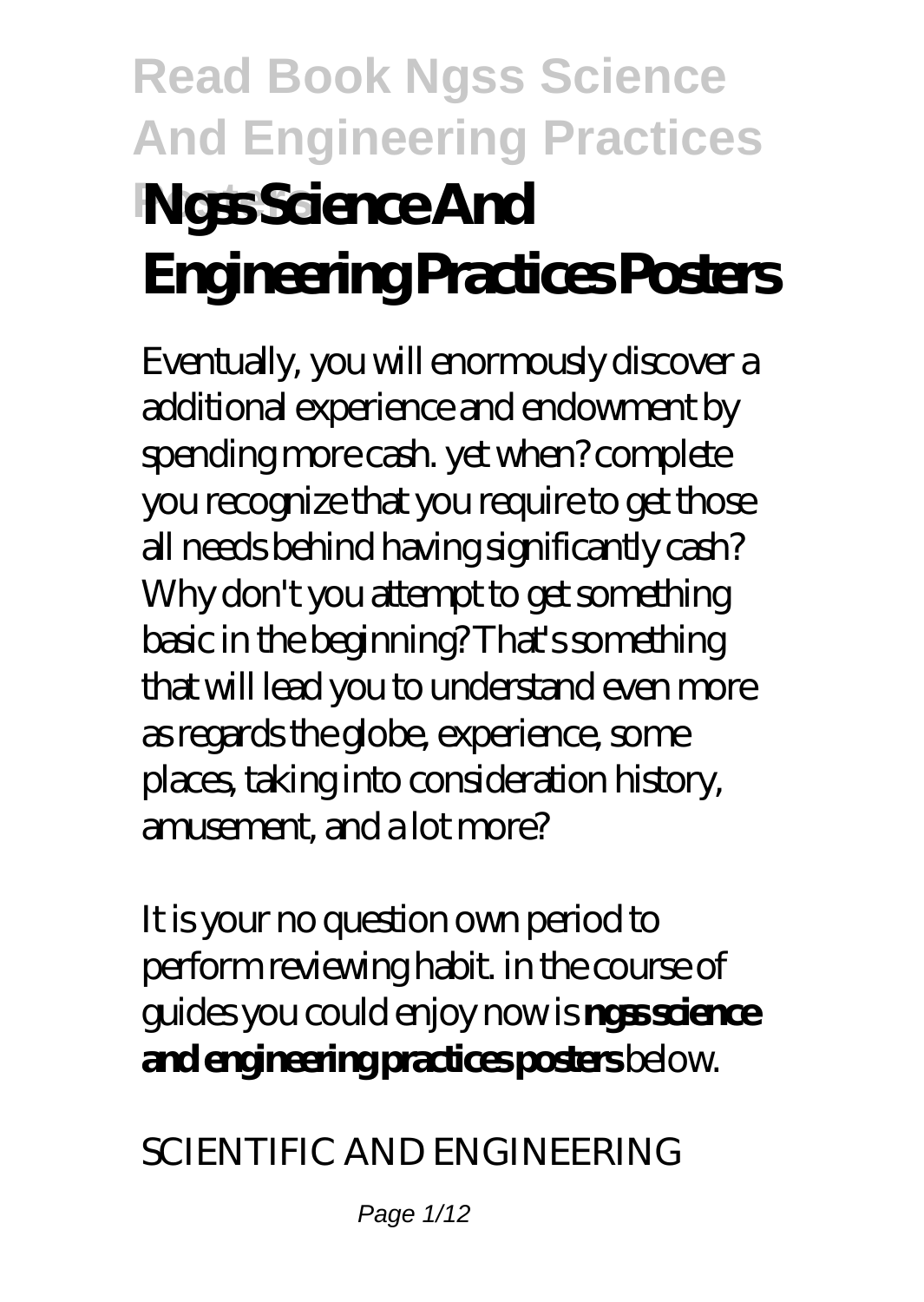# Ngss Science And Engineering Practices Posters

Eventually, you will enormously discover a additional experience and endowment by spending more cash. yet when? complete you recognize that you require to get those all needs behind having significantly cash? Why don't you attempt to get something basic in the beginning? That's something that will lead you to understand even more as regards the globe, experience, some places, taking into consideration history, amusement, and a lot more?

It is your no question own period to perform reviewing habit. in the course of guides you could enjoy now is **ngss science and engineering practices posters** below.

SCIENTIFIC AND ENGINEERING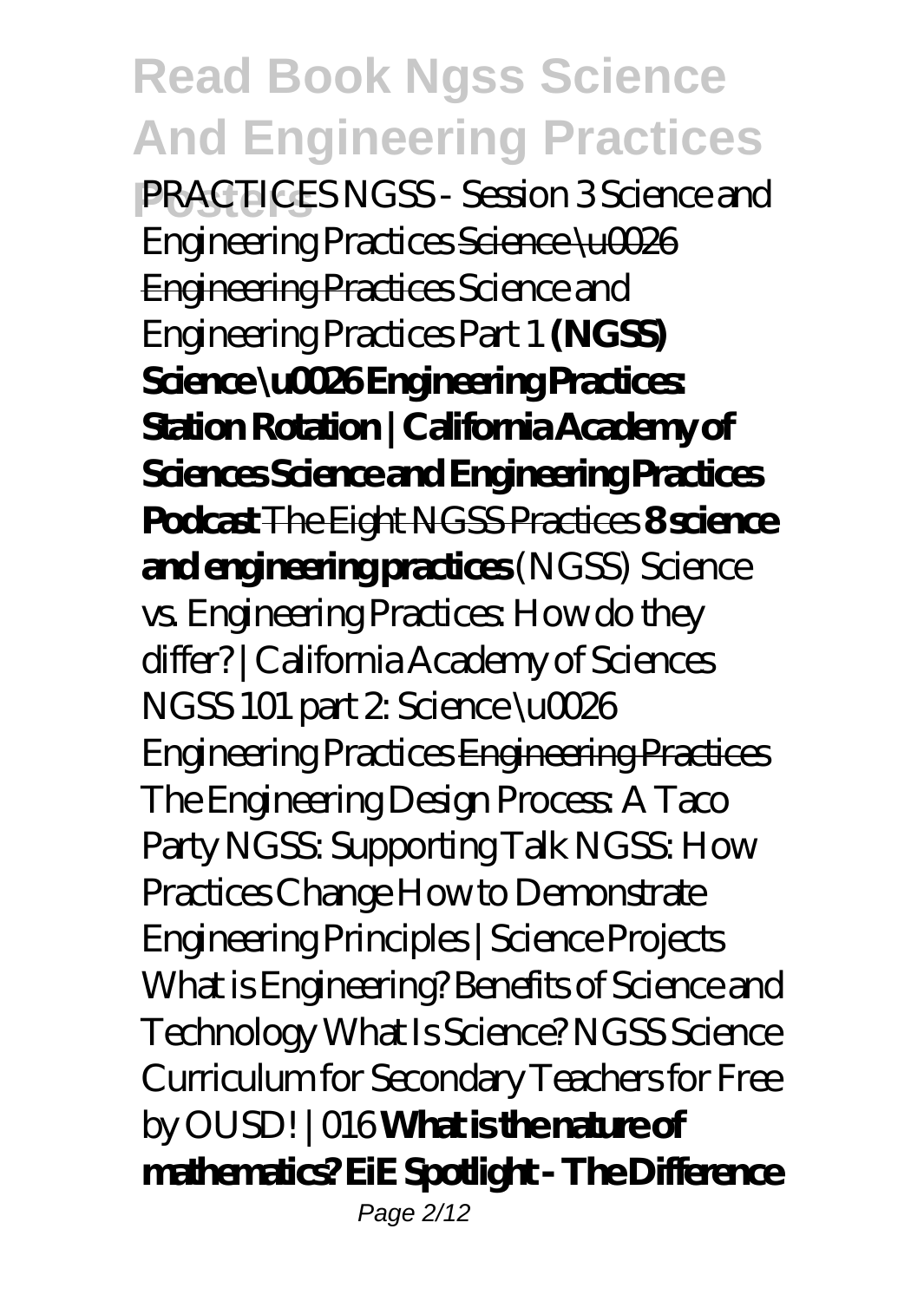*PRACTICES NGSS - Session 3 Science and Engineering Practices* ~~Science \u0026 Engineering Practices~~ *Science and Engineering Practices Part 1* **(NGSS) Science \u0026 Engineering Practices: Station Rotation | California Academy of Sciences Science and Engineering Practices Podcast** ~~The Eight NGSS Practices~~ **8 science and engineering practices** *(NGSS) Science vs. Engineering Practices: How do they differ? | California Academy of Sciences NGSS 101 part 2: Science \u0026 Engineering Practices* ~~Engineering Practices~~ *The Engineering Design Process: A Taco Party NGSS: Supporting Talk NGSS: How Practices Change How to Demonstrate Engineering Principles | Science Projects What is Engineering? Benefits of Science and Technology What Is Science? NGSS Science Curriculum for Secondary Teachers for Free by OUSD! | 016* **What is the nature of mathematics? EiE Spotlight - The Difference**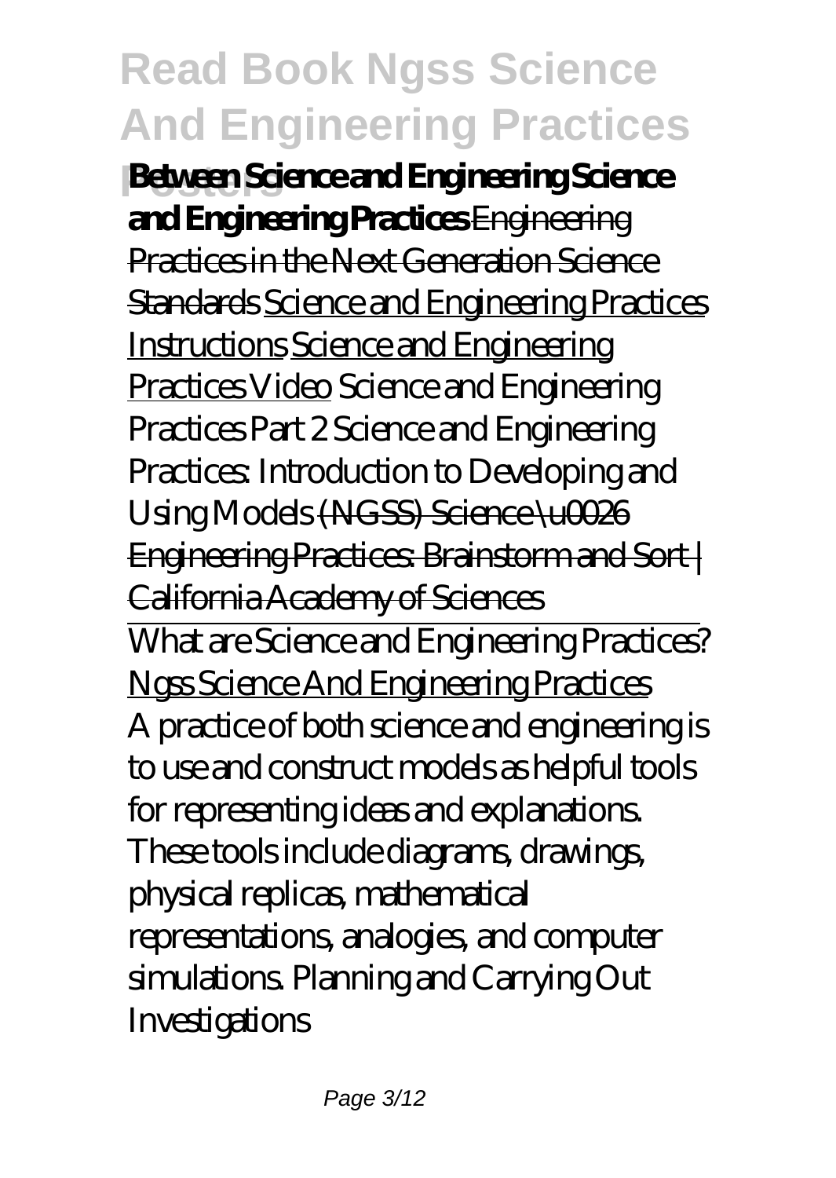**Between Science and Engineering Science and Engineering Practices** ~~Engineering Practices in the Next Generation Science Standards~~ Science and Engineering Practices Instructions Science and Engineering Practices Video *Science and Engineering Practices Part 2* *Science and Engineering Practices: Introduction to Developing and Using Models* ~~(NGSS) Science \u0026 Engineering Practices: Brainstorm and Sort | California Academy of Sciences~~

What are Science and Engineering Practices?

Ngss Science And Engineering Practices

A practice of both science and engineering is to use and construct models as helpful tools for representing ideas and explanations. These tools include diagrams, drawings, physical replicas, mathematical representations, analogies, and computer simulations. Planning and Carrying Out Investigations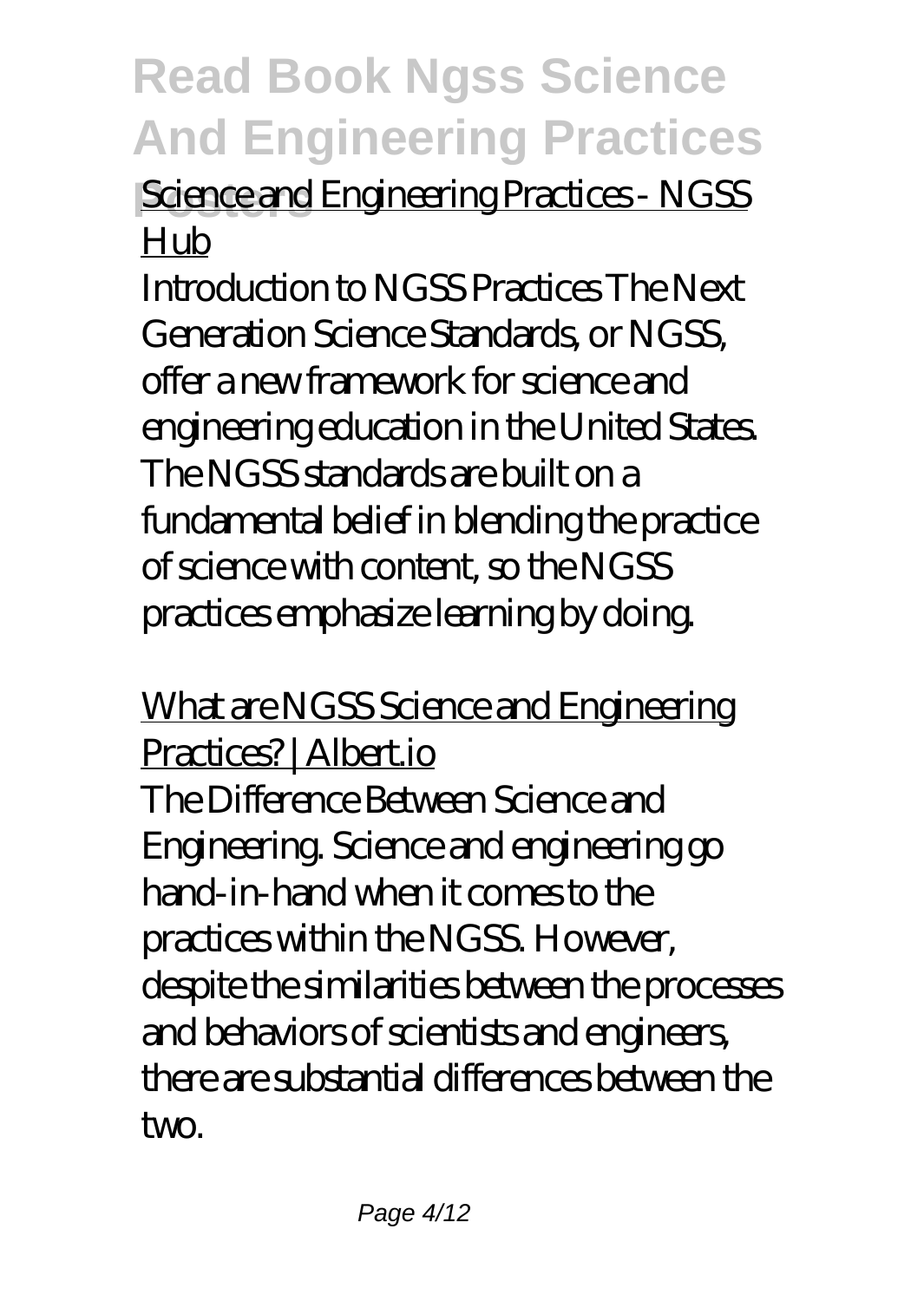Science and Engineering Practices - NGSS Hub

Introduction to NGSS Practices The Next Generation Science Standards, or NGSS, offer a new framework for science and engineering education in the United States. The NGSS standards are built on a fundamental belief in blending the practice of science with content, so the NGSS practices emphasize learning by doing.

What are NGSS Science and Engineering Practices? | Albert.io

The Difference Between Science and Engineering. Science and engineering go hand-in-hand when it comes to the practices within the NGSS. However, despite the similarities between the processes and behaviors of scientists and engineers, there are substantial differences between the two.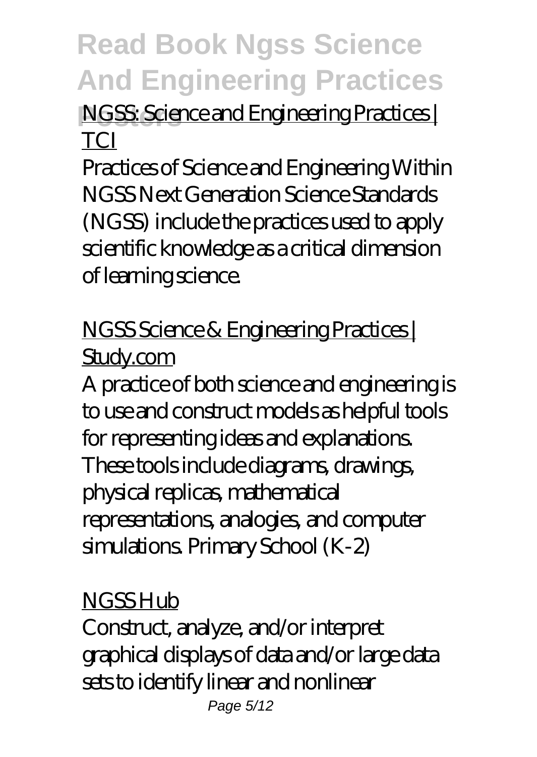NGSS: Science and Engineering Practices | TCI

Practices of Science and Engineering Within NGSS Next Generation Science Standards (NGSS) include the practices used to apply scientific knowledge as a critical dimension of learning science.

NGSS Science & Engineering Practices | Study.com

A practice of both science and engineering is to use and construct models as helpful tools for representing ideas and explanations. These tools include diagrams, drawings, physical replicas, mathematical representations, analogies, and computer simulations. Primary School (K-2)

NGSS Hub

Construct, analyze, and/or interpret graphical displays of data and/or large data sets to identify linear and nonlinear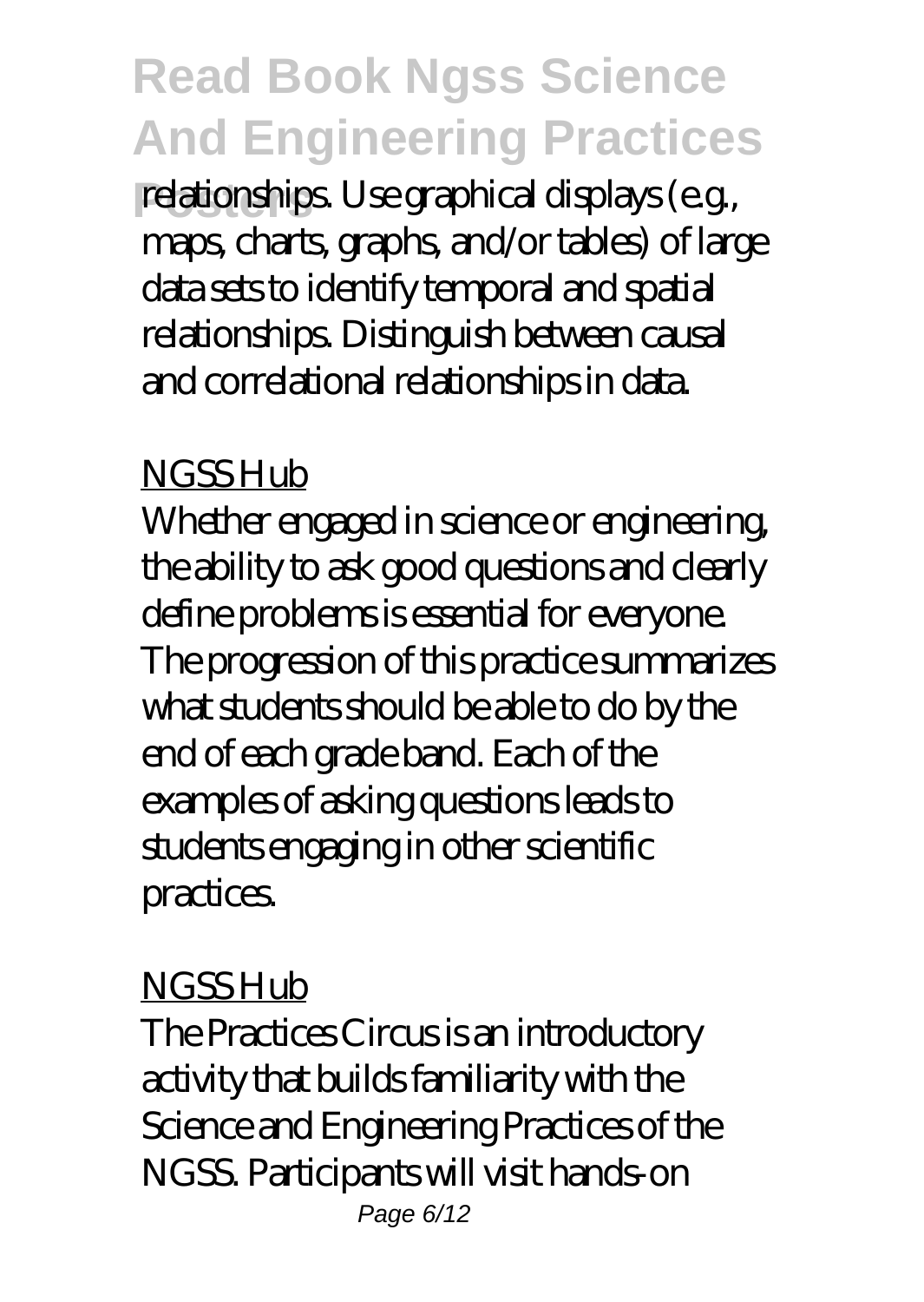relationships. Use graphical displays (e.g., maps, charts, graphs, and/or tables) of large data sets to identify temporal and spatial relationships. Distinguish between causal and correlational relationships in data.

NGSS Hub

Whether engaged in science or engineering, the ability to ask good questions and clearly define problems is essential for everyone. The progression of this practice summarizes what students should be able to do by the end of each grade band. Each of the examples of asking questions leads to students engaging in other scientific practices.

NGSS Hub

The Practices Circus is an introductory activity that builds familiarity with the Science and Engineering Practices of the NGSS. Participants will visit hands-on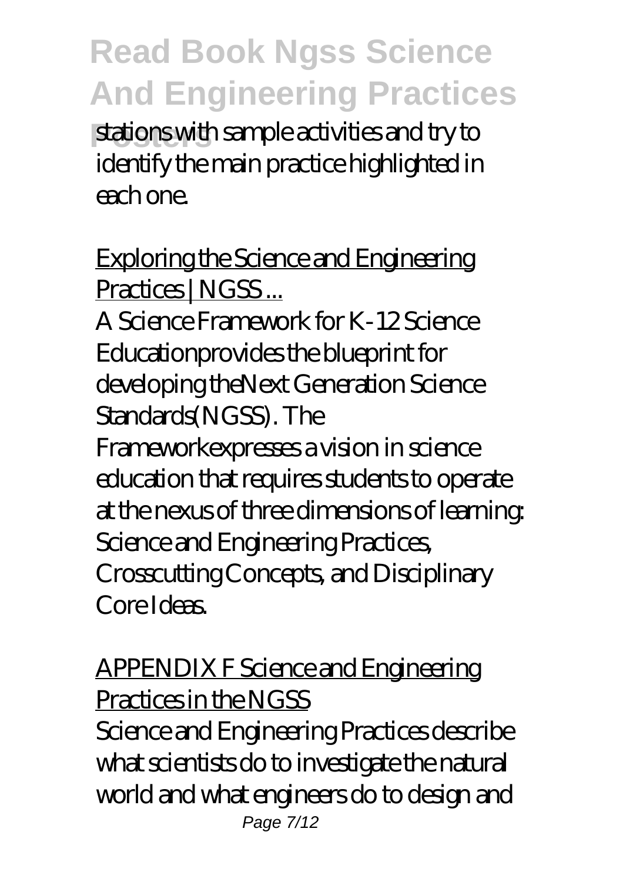stations with sample activities and try to identify the main practice highlighted in each one.

Exploring the Science and Engineering Practices | NGSS ...

A Science Framework for K-12 Science Educationprovides the blueprint for developing theNext Generation Science Standards(NGSS). The Frameworkexpresses a vision in science education that requires students to operate at the nexus of three dimensions of learning: Science and Engineering Practices, Crosscutting Concepts, and Disciplinary Core Ideas.

APPENDIX F Science and Engineering Practices in the NGSS

Science and Engineering Practices describe what scientists do to investigate the natural world and what engineers do to design and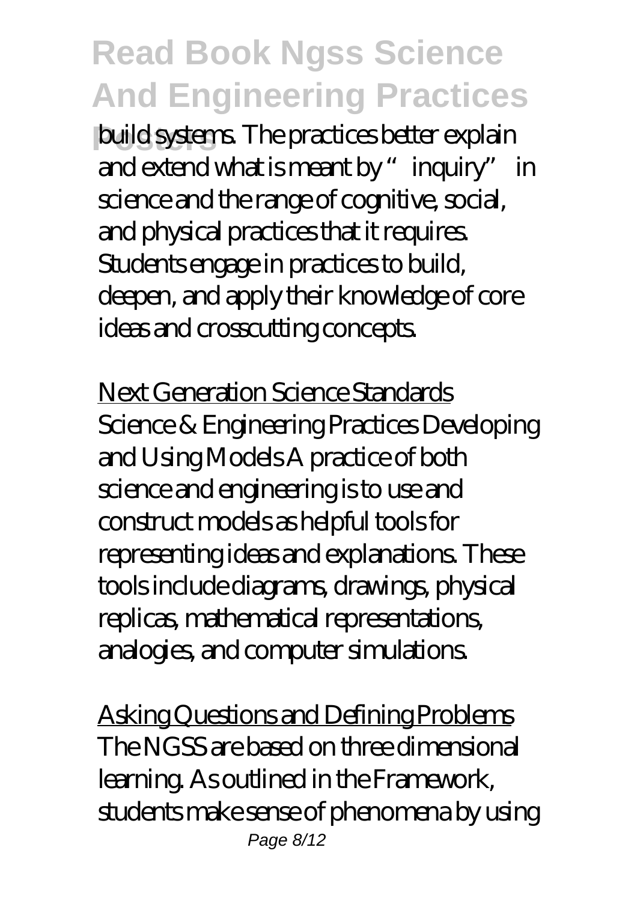build systems. The practices better explain and extend what is meant by "inquiry" in science and the range of cognitive, social, and physical practices that it requires. Students engage in practices to build, deepen, and apply their knowledge of core ideas and crosscutting concepts.

Next Generation Science Standards
Science & Engineering Practices Developing and Using Models A practice of both science and engineering is to use and construct models as helpful tools for representing ideas and explanations. These tools include diagrams, drawings, physical replicas, mathematical representations, analogies, and computer simulations.

Asking Questions and Defining Problems
The NGSS are based on three dimensional learning. As outlined in the Framework, students make sense of phenomena by using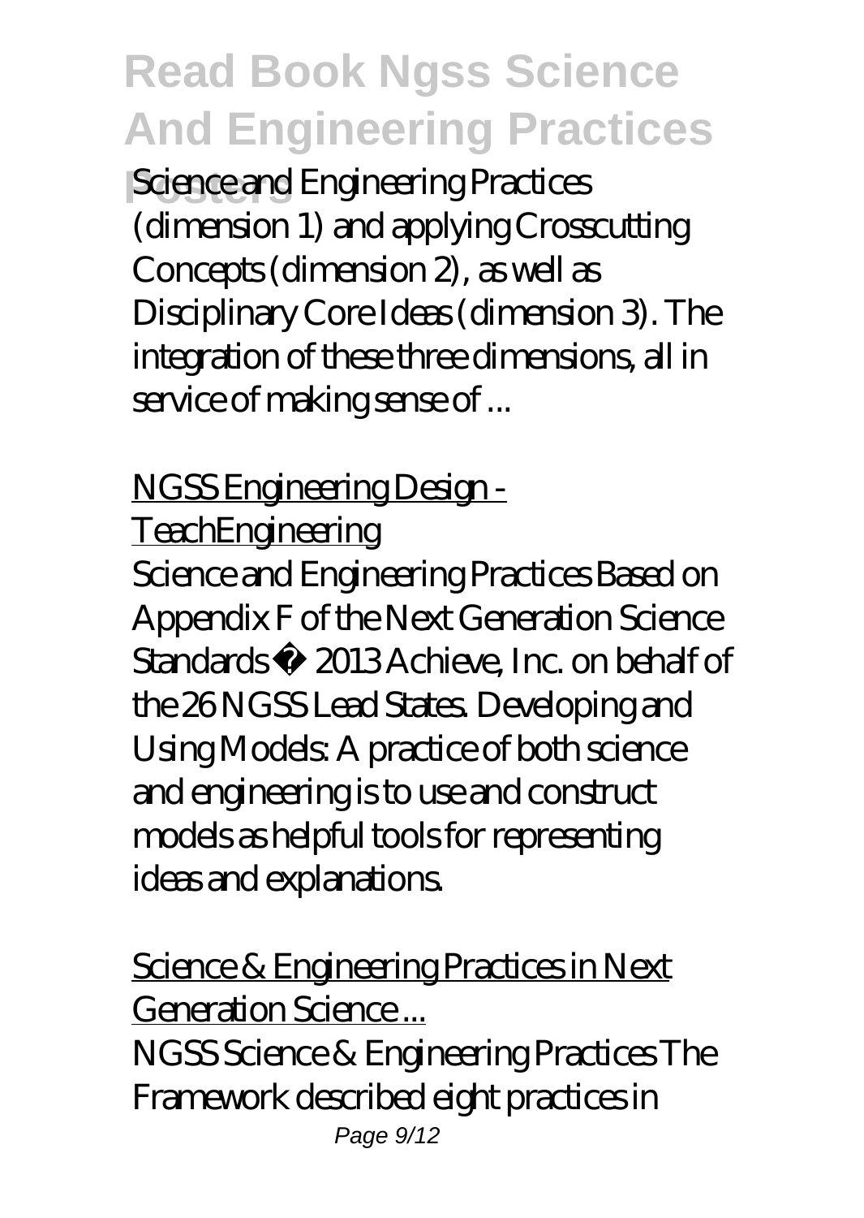Science and Engineering Practices (dimension 1) and applying Crosscutting Concepts (dimension 2), as well as Disciplinary Core Ideas (dimension 3). The integration of these three dimensions, all in service of making sense of ...

NGSS Engineering Design - TeachEngineering

Science and Engineering Practices Based on Appendix F of the Next Generation Science Standards © 2013 Achieve, Inc. on behalf of the 26 NGSS Lead States. Developing and Using Models: A practice of both science and engineering is to use and construct models as helpful tools for representing ideas and explanations.

Science & Engineering Practices in Next Generation Science ...

NGSS Science & Engineering Practices The Framework described eight practices in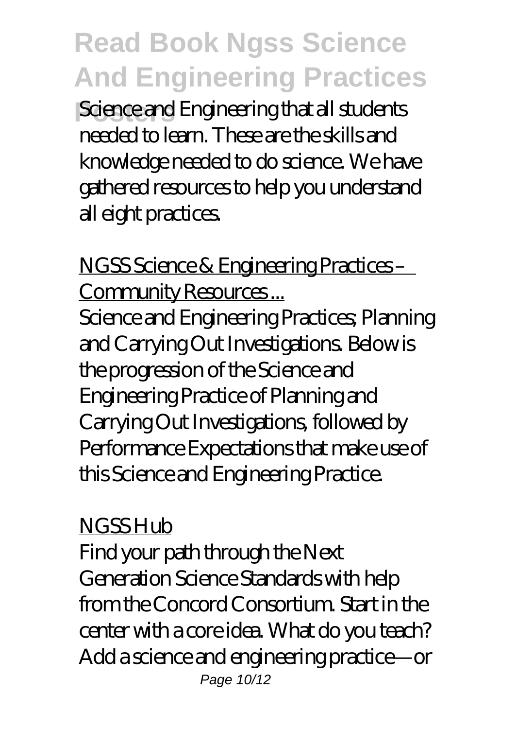Science and Engineering that all students needed to learn. These are the skills and knowledge needed to do science. We have gathered resources to help you understand all eight practices.

NGSS Science & Engineering Practices – Community Resources ...

Science and Engineering Practices; Planning and Carrying Out Investigations. Below is the progression of the Science and Engineering Practice of Planning and Carrying Out Investigations, followed by Performance Expectations that make use of this Science and Engineering Practice.

NGSS Hub

Find your path through the Next Generation Science Standards with help from the Concord Consortium. Start in the center with a core idea. What do you teach? Add a science and engineering practice—or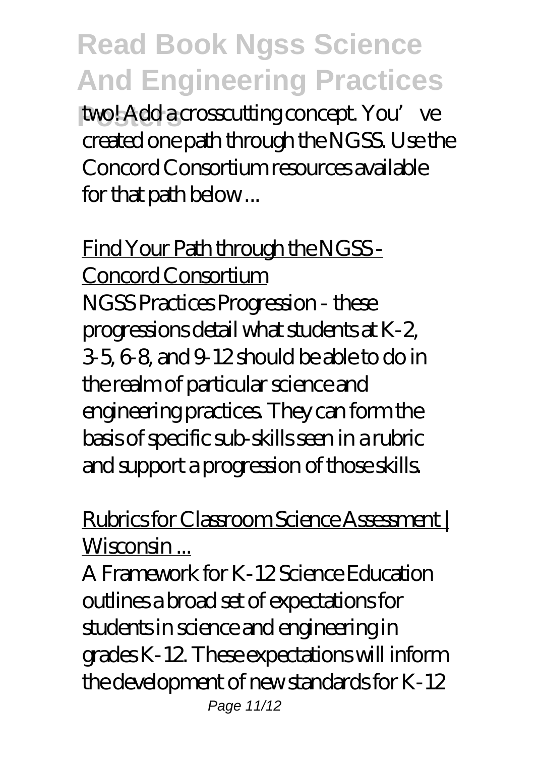two! Add a crosscutting concept. You've created one path through the NGSS. Use the Concord Consortium resources available for that path below ...

Find Your Path through the NGSS - Concord Consortium

NGSS Practices Progression - these progressions detail what students at K-2, 3-5, 6-8, and 9-12 should be able to do in the realm of particular science and engineering practices. They can form the basis of specific sub-skills seen in a rubric and support a progression of those skills.

Rubrics for Classroom Science Assessment | Wisconsin ...

A Framework for K-12 Science Education outlines a broad set of expectations for students in science and engineering in grades K-12. These expectations will inform the development of new standards for K-12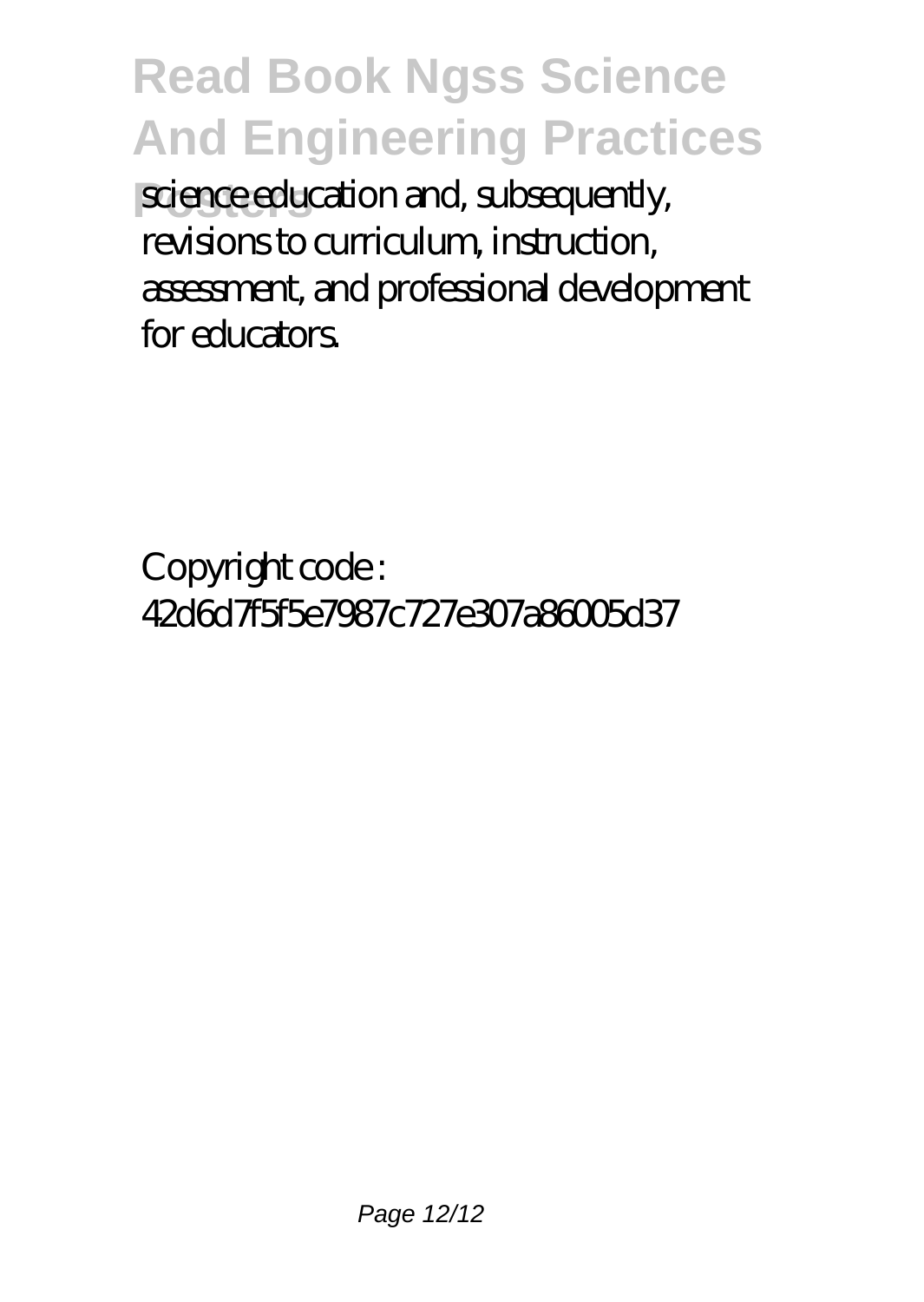science education and, subsequently, revisions to curriculum, instruction, assessment, and professional development for educators.

Copyright code : 42d6d7f5f5e7987c727e307a86005d37